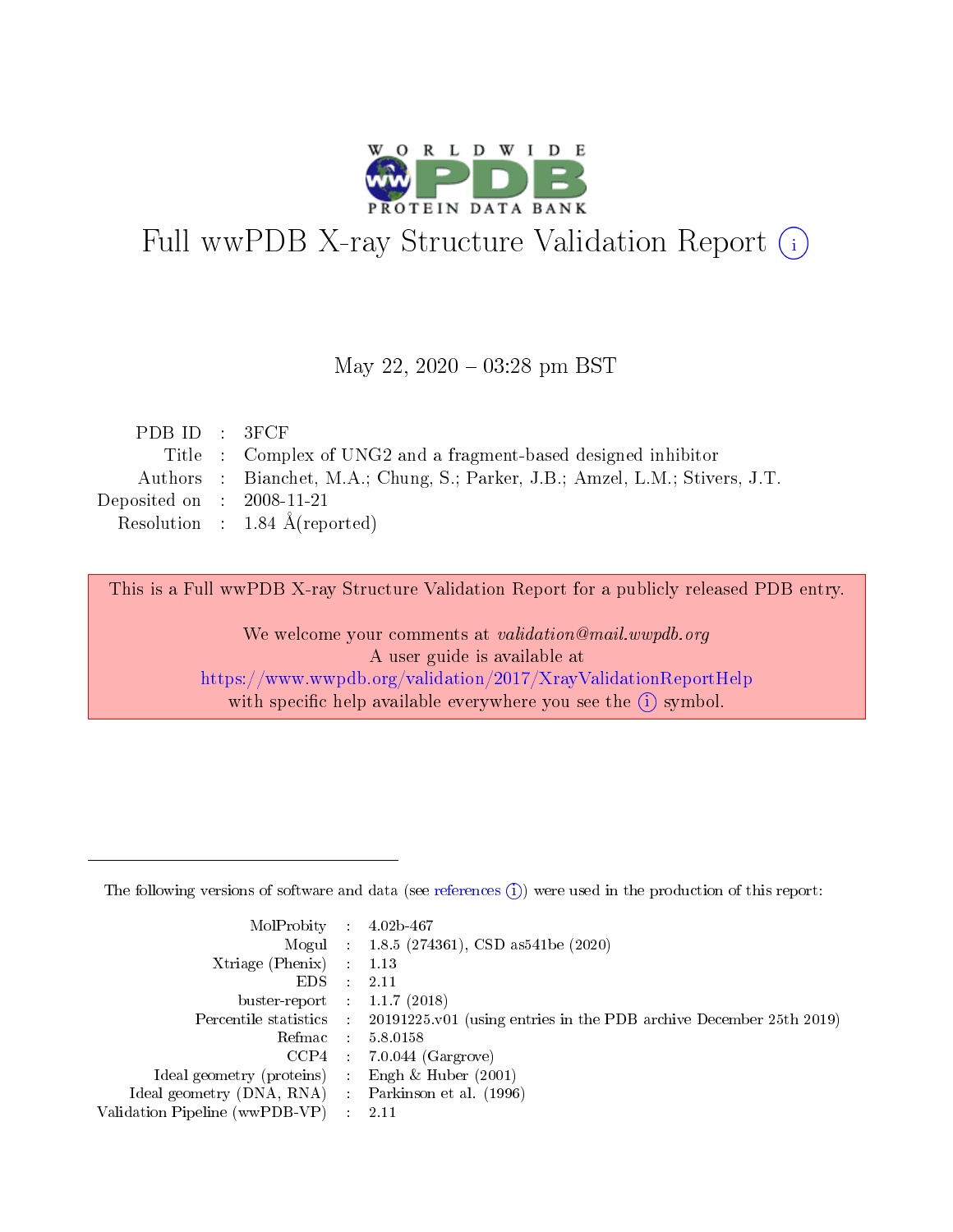# Full wwPDB X-ray Structure Validation Report (i)

May 22, 2020 – 03:28 pm BST

| | | |
|---|---|---|
| PDB ID | : | 3FCF |
| Title | : | Complex of UNG2 and a fragment-based designed inhibitor |
| Authors | : | Bianchet, M.A.; Chung, S.; Parker, J.B.; Amzel, L.M.; Stivers, J.T. |
| Deposited on | : | 2008-11-21 |
| Resolution | : | 1.84 Å(reported) |

This is a Full wwPDB X-ray Structure Validation Report for a publicly released PDB entry.

We welcome your comments at *validation@mail.wwpdb.org*
A user guide is available at
https://www.wwpdb.org/validation/2017/XrayValidationReportHelp
with specific help available everywhere you see the (i) symbol.

---

The following versions of software and data (see references (i)) were used in the production of this report:

| | | |
|---|---|---|
| MolProbity | : | 4.02b-467 |
| Mogul | : | 1.8.5 (274361), CSD as541be (2020) |
| Xtriage (Phenix) | : | 1.13 |
| EDS | : | 2.11 |
| buster-report | : | 1.1.7 (2018) |
| Percentile statistics | : | 20191225.v01 (using entries in the PDB archive December 25th 2019) |
| Refmac | : | 5.8.0158 |
| CCP4 | : | 7.0.044 (Gargrove) |
| Ideal geometry (proteins) | : | Engh & Huber (2001) |
| Ideal geometry (DNA, RNA) | : | Parkinson et al. (1996) |
| Validation Pipeline (wwPDB-VP) | : | 2.11 |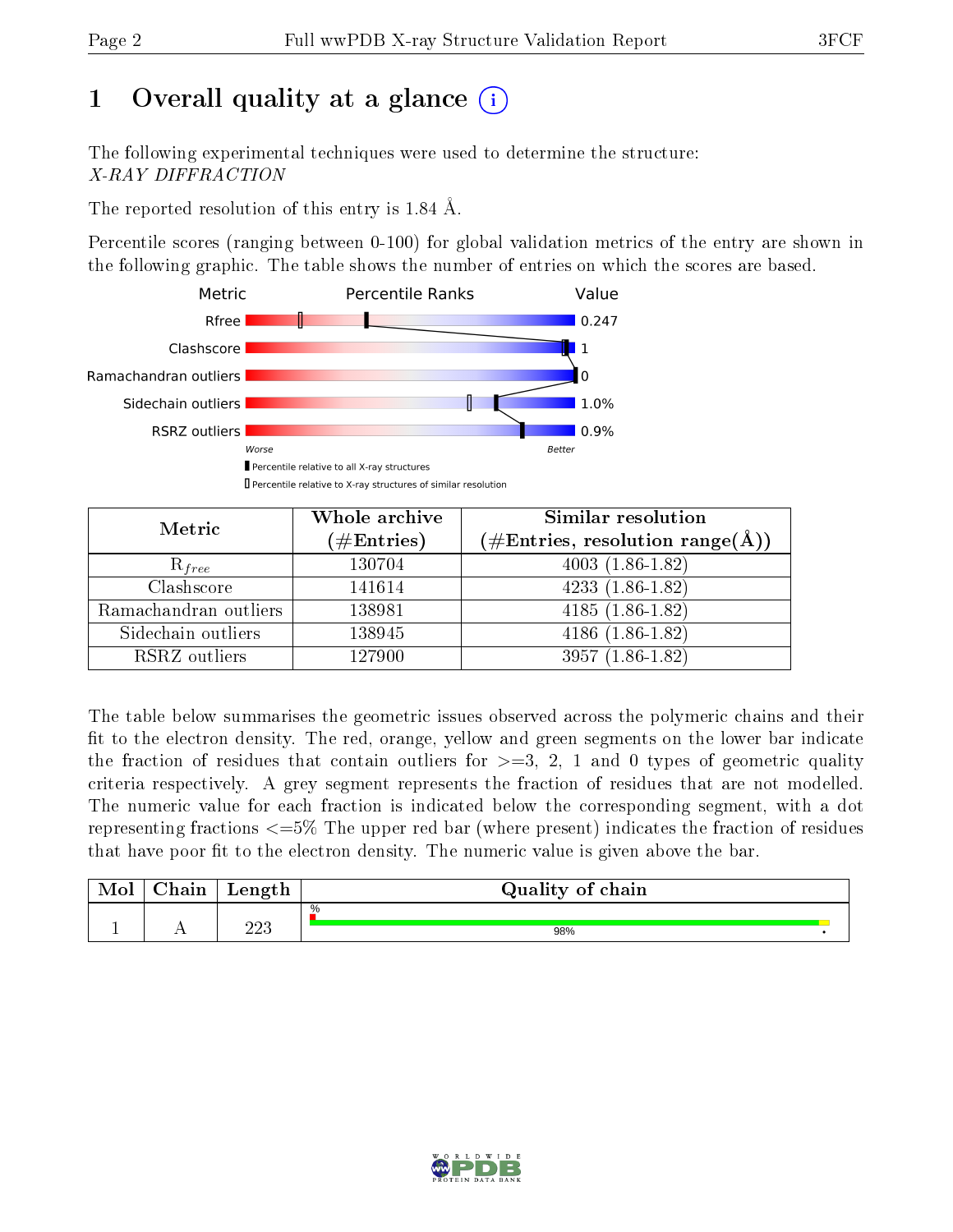# 1 Overall quality at a glance (i)

The following experimental techniques were used to determine the structure:
*X-RAY DIFFRACTION*

The reported resolution of this entry is 1.84 Å.

Percentile scores (ranging between 0-100) for global validation metrics of the entry are shown in the following graphic. The table shows the number of entries on which the scores are based.

Metric
Percentile Ranks
Value
Rfree
0.247
Clashscore
1
Ramachandran outliers
0
Sidechain outliers
1.0%
RSRZ outliers
0.9%
Worse
Better
Percentile relative to all X-ray structures
Percentile relative to X-ray structures of similar resolution

| Metric | Whole archive (#Entries) | Similar resolution (#Entries, resolution range(Å)) |
|---|---|---|
| $R_{free}$ | 130704 | 4003 (1.86-1.82) |
| Clashscore | 141614 | 4233 (1.86-1.82) |
| Ramachandran outliers | 138981 | 4185 (1.86-1.82) |
| Sidechain outliers | 138945 | 4186 (1.86-1.82) |
| RSRZ outliers | 127900 | 3957 (1.86-1.82) |

The table below summarises the geometric issues observed across the polymeric chains and their fit to the electron density. The red, orange, yellow and green segments on the lower bar indicate the fraction of residues that contain outliers for >=3, 2, 1 and 0 types of geometric quality criteria respectively. A grey segment represents the fraction of residues that are not modelled. The numeric value for each fraction is indicated below the corresponding segment, with a dot representing fractions <=5% The upper red bar (where present) indicates the fraction of residues that have poor fit to the electron density. The numeric value is given above the bar.

| Mol | Chain | Length | Quality of chain |
|---|---|---|---|
| 1 | A | 223 | % 98% • |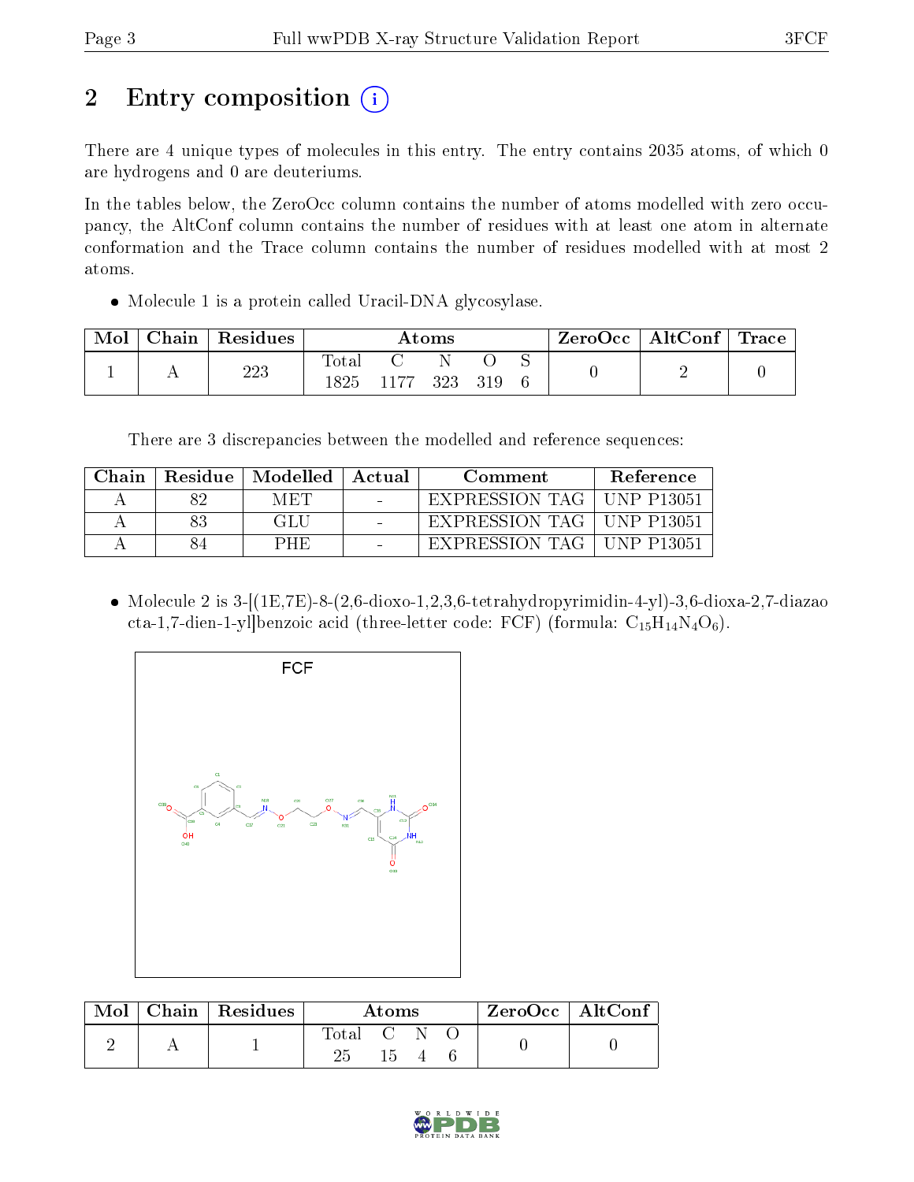## 2 Entry composition

There are 4 unique types of molecules in this entry. The entry contains 2035 atoms, of which 0 are hydrogens and 0 are deuteriums.

In the tables below, the ZeroOcc column contains the number of atoms modelled with zero occupancy, the AltConf column contains the number of residues with at least one atom in alternate conformation and the Trace column contains the number of residues modelled with at most 2 atoms.

- Molecule 1 is a protein called Uracil-DNA glycosylase.

| Mol | Chain | Residues | Atoms | | | | | ZeroOcc | AltConf | Trace |
|---|---|---|---|---|---|---|---|---|---|---|
| | | | Total | C | N | O | S | | | |
| 1 | A | 223 | 1825 | 1177 | 323 | 319 | 6 | 0 | 2 | 0 |

There are 3 discrepancies between the modelled and reference sequences:

| Chain | Residue | Modelled | Actual | Comment | Reference |
|---|---|---|---|---|---|
| A | 82 | MET | - | EXPRESSION TAG | UNP P13051 |
| A | 83 | GLU | - | EXPRESSION TAG | UNP P13051 |
| A | 84 | PHE | - | EXPRESSION TAG | UNP P13051 |

- Molecule 2 is 3-[(1E,7E)-8-(2,6-dioxo-1,2,3,6-tetrahydropyrimidin-4-yl)-3,6-dioxa-2,7-diazaocta-1,7-dien-1-yl]benzoic acid (three-letter code: FCF) (formula: $C_{15}H_{14}N_{4}O_{6}$).

FCF

| Mol | Chain | Residues | Atoms | | | | ZeroOcc | AltConf |
|---|---|---|---|---|---|---|---|---|
| | | | Total | C | N | O | | |
| 2 | A | 1 | 25 | 15 | 4 | 6 | 0 | 0 |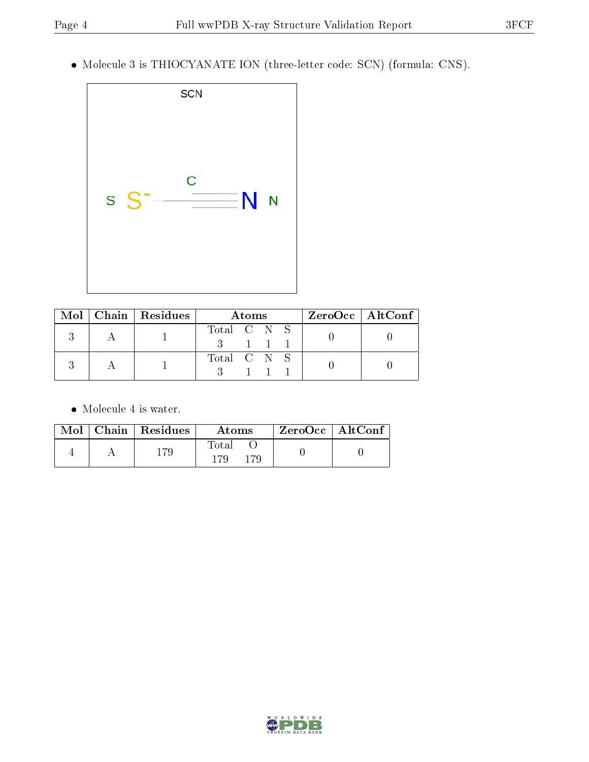- Molecule 3 is THIOCYANATE ION (three-letter code: SCN) (formula: CNS).

SCN

S C N

| Mol | Chain | Residues | Atoms | ZeroOcc | AltConf |
|---|---|---|---|---|---|
| 3 | A | 1 | Total C N S<br>3 1 1 1 | 0 | 0 |
| 3 | A | 1 | Total C N S<br>3 1 1 1 | 0 | 0 |

- Molecule 4 is water.

| Mol | Chain | Residues | Atoms | ZeroOcc | AltConf |
|---|---|---|---|---|---|
| 4 | A | 179 | Total O<br>179 179 | 0 | 0 |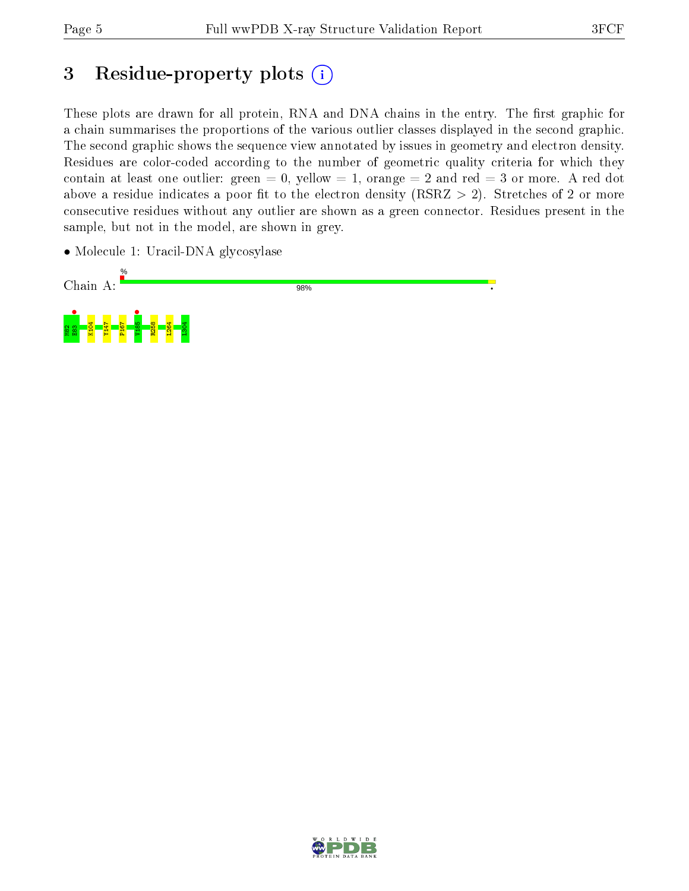# 3 Residue-property plots

These plots are drawn for all protein, RNA and DNA chains in the entry. The first graphic for a chain summarises the proportions of the various outlier classes displayed in the second graphic. The second graphic shows the sequence view annotated by issues in geometry and electron density. Residues are color-coded according to the number of geometric quality criteria for which they contain at least one outlier: green = 0, yellow = 1, orange = 2 and red = 3 or more. A red dot above a residue indicates a poor fit to the electron density (RSRZ > 2). Stretches of 2 or more consecutive residues without any outlier are shown as a green connector. Residues present in the sample, but not in the model, are shown in grey.

- Molecule 1: Uracil-DNA glycosylase

Chain A:

%

98%

•

M82
E83
K104
Y147
P167
V185
R258
L264
L304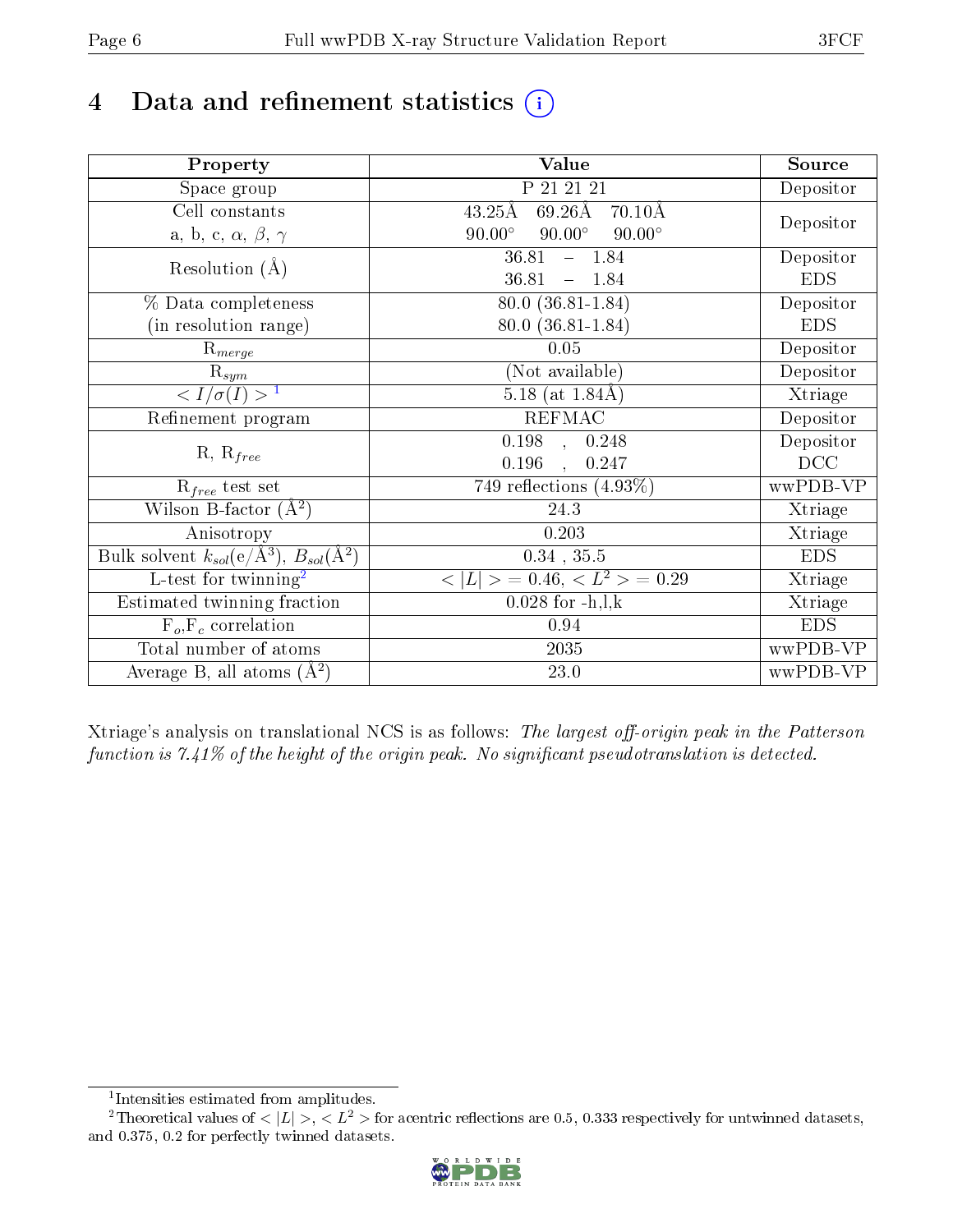# 4 Data and refinement statistics (i)

| Property | Value | Source |
|---|---|---|
| Space group | P 21 21 21 | Depositor |
| Cell constants<br>a, b, c, $\alpha$, $\beta$, $\gamma$ | 43.25Å 69.26Å 70.10Å<br>90.00° 90.00° 90.00° | Depositor |
| Resolution (Å) | 36.81 – 1.84<br>36.81 – 1.84 | Depositor<br>EDS |
| % Data completeness<br>(in resolution range) | 80.0 (36.81-1.84)<br>80.0 (36.81-1.84) | Depositor<br>EDS |
| $R_{merge}$ | 0.05 | Depositor |
| $R_{sym}$ | (Not available) | Depositor |
| $< I/\sigma(I) >$ [1] | 5.18 (at 1.84Å) | Xtriage |
| Refinement program | REFMAC | Depositor |
| R, $R_{free}$ | 0.198 , 0.248<br>0.196 , 0.247 | Depositor<br>DCC |
| $R_{free}$ test set | 749 reflections (4.93%) | wwPDB-VP |
| Wilson B-factor (Å$^2$) | 24.3 | Xtriage |
| Anisotropy | 0.203 | Xtriage |
| Bulk solvent $k_{sol}$(e/Å$^3$), $B_{sol}$(Å$^2$) | 0.34 , 35.5 | EDS |
| L-test for twinning[2] | $< \|L\| > = 0.46$, $< L^2 > = 0.29$ | Xtriage |
| Estimated twinning fraction | 0.028 for -h,l,k | Xtriage |
| $F_o$,$F_c$ correlation | 0.94 | EDS |
| Total number of atoms | 2035 | wwPDB-VP |
| Average B, all atoms (Å$^2$) | 23.0 | wwPDB-VP |

Xtriage's analysis on translational NCS is as follows: *The largest off-origin peak in the Patterson function is 7.41% of the height of the origin peak. No significant pseudotranslation is detected.*

[1] Intensities estimated from amplitudes.

[2] Theoretical values of $<|L|>$, $<L^2>$ for acentric reflections are 0.5, 0.333 respectively for untwinned datasets, and 0.375, 0.2 for perfectly twinned datasets.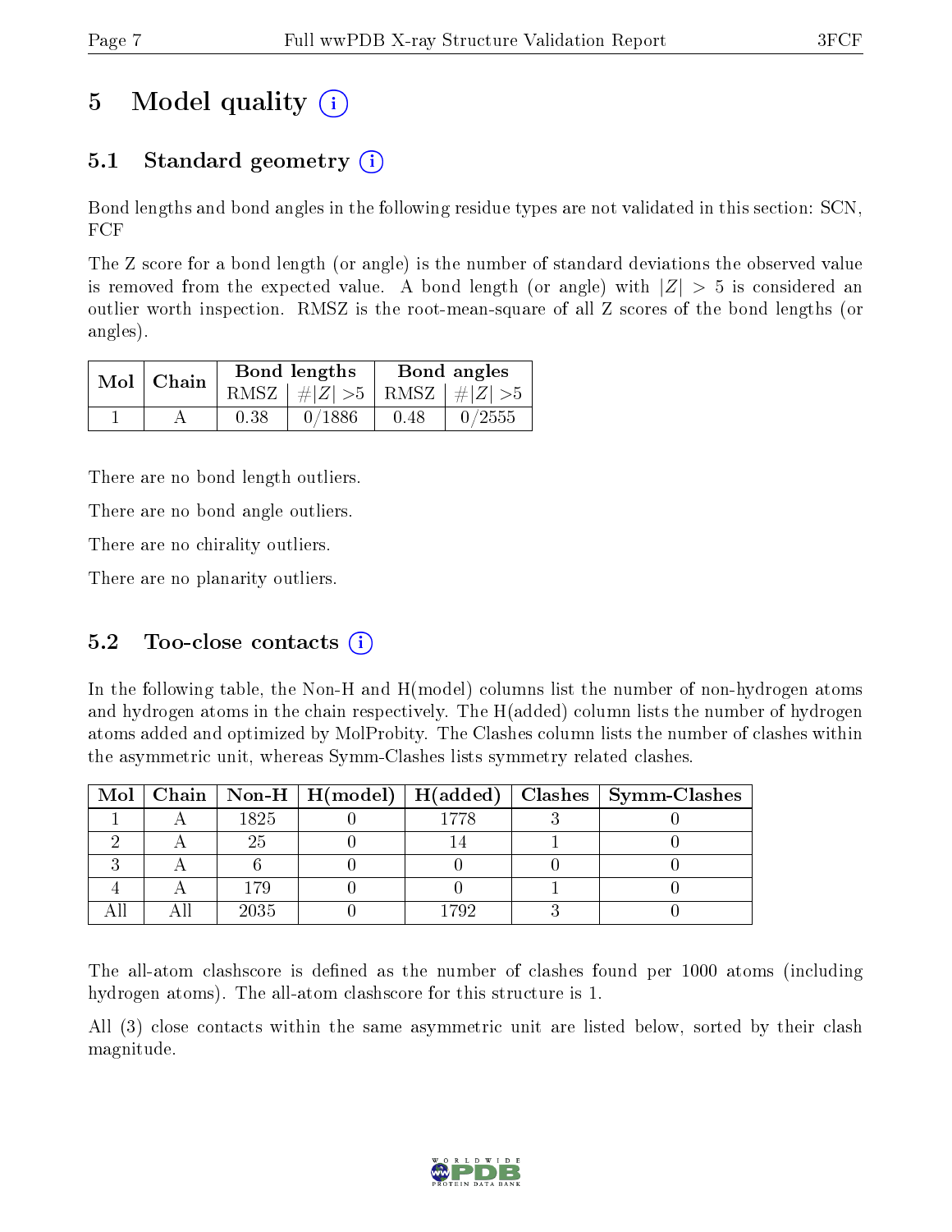# 5 Model quality (i)

## 5.1 Standard geometry (i)

Bond lengths and bond angles in the following residue types are not validated in this section: SCN, FCF

The Z score for a bond length (or angle) is the number of standard deviations the observed value is removed from the expected value. A bond length (or angle) with $|Z| > 5$ is considered an outlier worth inspection. RMSZ is the root-mean-square of all Z scores of the bond lengths (or angles).

| Mol | Chain | Bond lengths | | Bond angles | |
|---|---|---|---|---|---|
| | | RMSZ | $\#\|Z\| > 5$ | RMSZ | $\#\|Z\| > 5$ |
| 1 | A | 0.38 | 0/1886 | 0.48 | 0/2555 |

There are no bond length outliers.

There are no bond angle outliers.

There are no chirality outliers.

There are no planarity outliers.

## 5.2 Too-close contacts (i)

In the following table, the Non-H and H(model) columns list the number of non-hydrogen atoms and hydrogen atoms in the chain respectively. The H(added) column lists the number of hydrogen atoms added and optimized by MolProbity. The Clashes column lists the number of clashes within the asymmetric unit, whereas Symm-Clashes lists symmetry related clashes.

| Mol | Chain | Non-H | H(model) | H(added) | Clashes | Symm-Clashes |
|---|---|---|---|---|---|---|
| 1 | A | 1825 | 0 | 1778 | 3 | 0 |
| 2 | A | 25 | 0 | 14 | 1 | 0 |
| 3 | A | 6 | 0 | 0 | 0 | 0 |
| 4 | A | 179 | 0 | 0 | 1 | 0 |
| All | All | 2035 | 0 | 1792 | 3 | 0 |

The all-atom clashscore is defined as the number of clashes found per 1000 atoms (including hydrogen atoms). The all-atom clashscore for this structure is 1.

All (3) close contacts within the same asymmetric unit are listed below, sorted by their clash magnitude.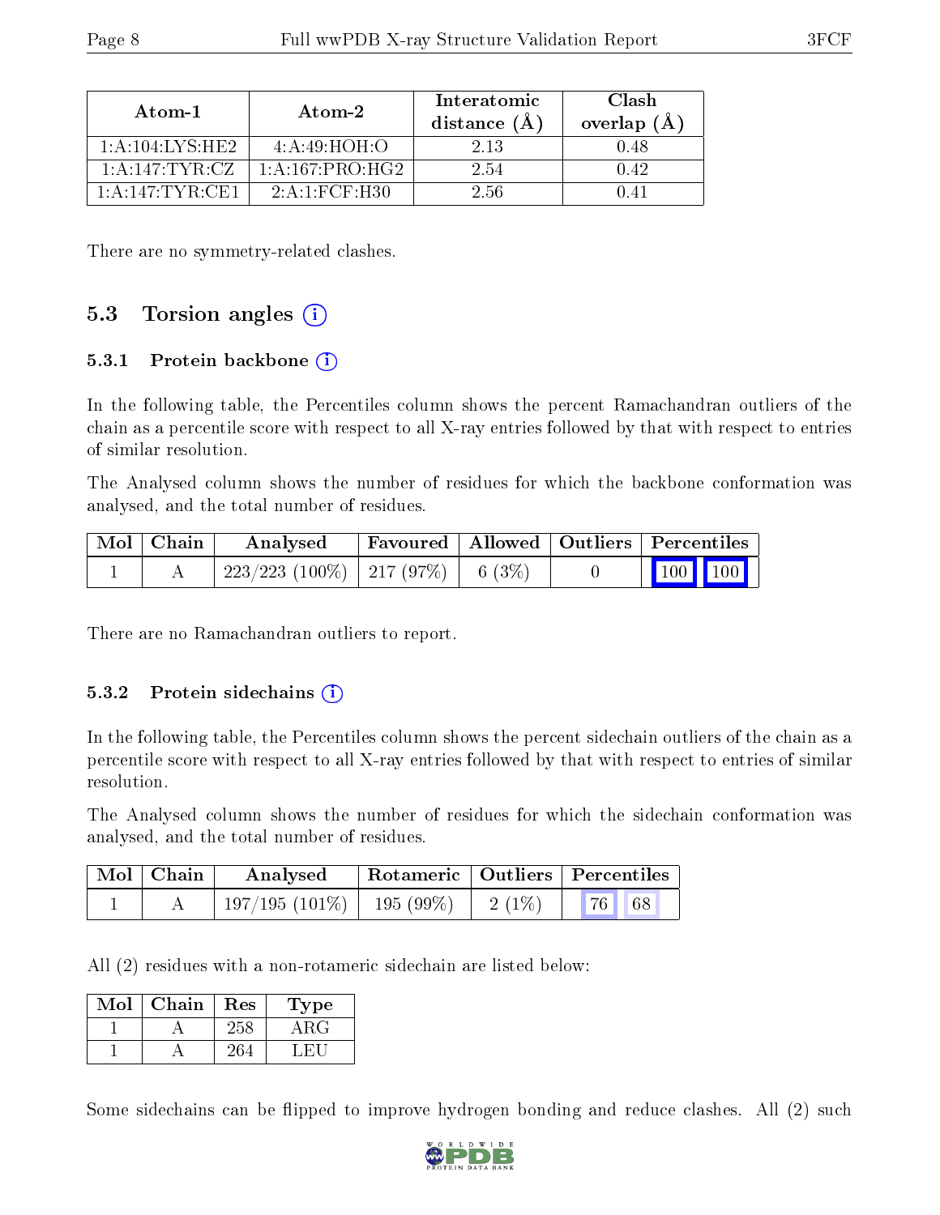| Atom-1 | Atom-2 | Interatomic distance (Å) | Clash overlap (Å) |
|---|---|---|---|
| 1:A:104:LYS:HE2 | 4:A:49:HOH:O | 2.13 | 0.48 |
| 1:A:147:TYR:CZ | 1:A:167:PRO:HG2 | 2.54 | 0.42 |
| 1:A:147:TYR:CE1 | 2:A:1:FCF:H30 | 2.56 | 0.41 |

There are no symmetry-related clashes.

## 5.3 Torsion angles

### 5.3.1 Protein backbone

In the following table, the Percentiles column shows the percent Ramachandran outliers of the chain as a percentile score with respect to all X-ray entries followed by that with respect to entries of similar resolution.

The Analysed column shows the number of residues for which the backbone conformation was analysed, and the total number of residues.

| Mol | Chain | Analysed | Favoured | Allowed | Outliers | Percentiles |
|---|---|---|---|---|---|---|
| 1 | A | 223/223 (100%) | 217 (97%) | 6 (3%) | 0 | 100 100 |

There are no Ramachandran outliers to report.

### 5.3.2 Protein sidechains

In the following table, the Percentiles column shows the percent sidechain outliers of the chain as a percentile score with respect to all X-ray entries followed by that with respect to entries of similar resolution.

The Analysed column shows the number of residues for which the sidechain conformation was analysed, and the total number of residues.

| Mol | Chain | Analysed | Rotameric | Outliers | Percentiles |
|---|---|---|---|---|---|
| 1 | A | 197/195 (101%) | 195 (99%) | 2 (1%) | 76 68 |

All (2) residues with a non-rotameric sidechain are listed below:

| Mol | Chain | Res | Type |
|---|---|---|---|
| 1 | A | 258 | ARG |
| 1 | A | 264 | LEU |

Some sidechains can be flipped to improve hydrogen bonding and reduce clashes. All (2) such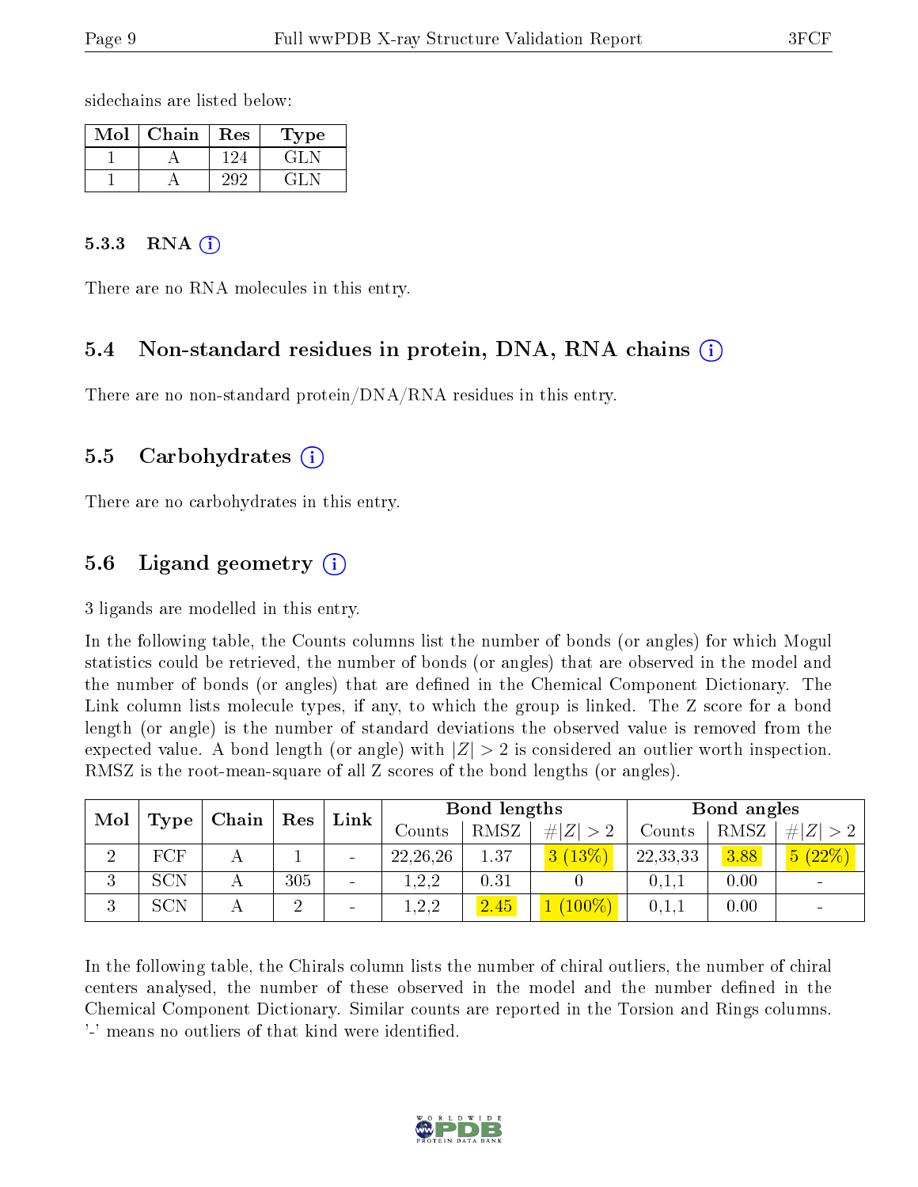sidechains are listed below:

| Mol | Chain | Res | Type |
| --- | --- | --- | --- |
| 1 | A | 124 | GLN |
| 1 | A | 292 | GLN |

### 5.3.3 RNA (i)

There are no RNA molecules in this entry.

## 5.4 Non-standard residues in protein, DNA, RNA chains (i)

There are no non-standard protein/DNA/RNA residues in this entry.

## 5.5 Carbohydrates (i)

There are no carbohydrates in this entry.

## 5.6 Ligand geometry (i)

3 ligands are modelled in this entry.

In the following table, the Counts columns list the number of bonds (or angles) for which Mogul statistics could be retrieved, the number of bonds (or angles) that are observed in the model and the number of bonds (or angles) that are defined in the Chemical Component Dictionary. The Link column lists molecule types, if any, to which the group is linked. The Z score for a bond length (or angle) is the number of standard deviations the observed value is removed from the expected value. A bond length (or angle) with $|Z| > 2$ is considered an outlier worth inspection. RMSZ is the root-mean-square of all Z scores of the bond lengths (or angles).

| Mol | Type | Chain | Res | Link | Bond lengths | | | Bond angles | | |
| --- | --- | --- | --- | --- | --- | --- | --- | --- | --- | --- |
| | | | | | Counts | RMSZ | $\#\|Z\| > 2$ | Counts | RMSZ | $\#\|Z\| > 2$ |
| 2 | FCF | A | 1 | - | 22,26,26 | 1.37 | 3 (13%) | 22,33,33 | 3.88 | 5 (22%) |
| 3 | SCN | A | 305 | - | 1,2,2 | 0.31 | 0 | 0,1,1 | 0.00 | - |
| 3 | SCN | A | 2 | - | 1,2,2 | 2.45 | 1 (100%) | 0,1,1 | 0.00 | - |

In the following table, the Chirals column lists the number of chiral outliers, the number of chiral centers analysed, the number of these observed in the model and the number defined in the Chemical Component Dictionary. Similar counts are reported in the Torsion and Rings columns. '-' means no outliers of that kind were identified.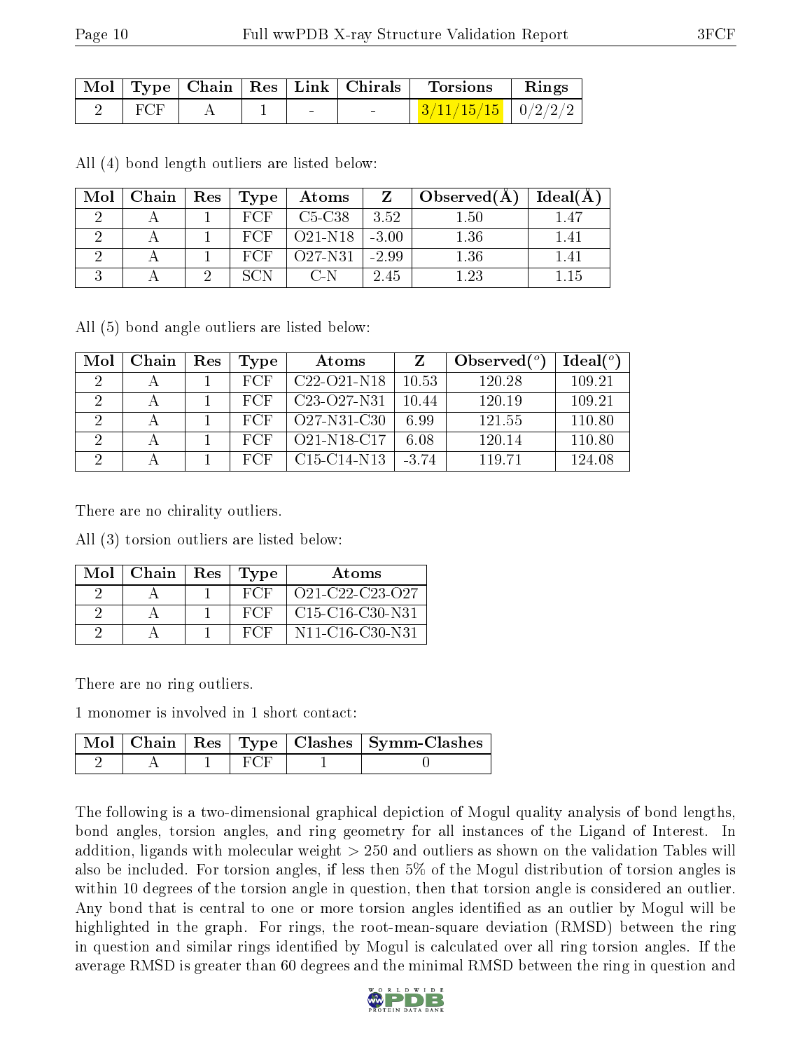| Mol | Type | Chain | Res | Link | Chirals | Torsions | Rings |
|---|---|---|---|---|---|---|---|
| 2 | FCF | A | 1 | - | - | 3/11/15/15 | 0/2/2/2 |

All (4) bond length outliers are listed below:

| Mol | Chain | Res | Type | Atoms | Z | Observed(Å) | Ideal(Å) |
|---|---|---|---|---|---|---|---|
| 2 | A | 1 | FCF | C5-C38 | 3.52 | 1.50 | 1.47 |
| 2 | A | 1 | FCF | O21-N18 | -3.00 | 1.36 | 1.41 |
| 2 | A | 1 | FCF | O27-N31 | -2.99 | 1.36 | 1.41 |
| 3 | A | 2 | SCN | C-N | 2.45 | 1.23 | 1.15 |

All (5) bond angle outliers are listed below:

| Mol | Chain | Res | Type | Atoms | Z | Observed($^o$) | Ideal($^o$) |
|---|---|---|---|---|---|---|---|
| 2 | A | 1 | FCF | C22-O21-N18 | 10.53 | 120.28 | 109.21 |
| 2 | A | 1 | FCF | C23-O27-N31 | 10.44 | 120.19 | 109.21 |
| 2 | A | 1 | FCF | O27-N31-C30 | 6.99 | 121.55 | 110.80 |
| 2 | A | 1 | FCF | O21-N18-C17 | 6.08 | 120.14 | 110.80 |
| 2 | A | 1 | FCF | C15-C14-N13 | -3.74 | 119.71 | 124.08 |

There are no chirality outliers.

All (3) torsion outliers are listed below:

| Mol | Chain | Res | Type | Atoms |
|---|---|---|---|---|
| 2 | A | 1 | FCF | O21-C22-C23-O27 |
| 2 | A | 1 | FCF | C15-C16-C30-N31 |
| 2 | A | 1 | FCF | N11-C16-C30-N31 |

There are no ring outliers.

1 monomer is involved in 1 short contact:

| Mol | Chain | Res | Type | Clashes | Symm-Clashes |
|---|---|---|---|---|---|
| 2 | A | 1 | FCF | 1 | 0 |

The following is a two-dimensional graphical depiction of Mogul quality analysis of bond lengths, bond angles, torsion angles, and ring geometry for all instances of the Ligand of Interest. In addition, ligands with molecular weight > 250 and outliers as shown on the validation Tables will also be included. For torsion angles, if less then 5% of the Mogul distribution of torsion angles is within 10 degrees of the torsion angle in question, then that torsion angle is considered an outlier. Any bond that is central to one or more torsion angles identified as an outlier by Mogul will be highlighted in the graph. For rings, the root-mean-square deviation (RMSD) between the ring in question and similar rings identified by Mogul is calculated over all ring torsion angles. If the average RMSD is greater than 60 degrees and the minimal RMSD between the ring in question and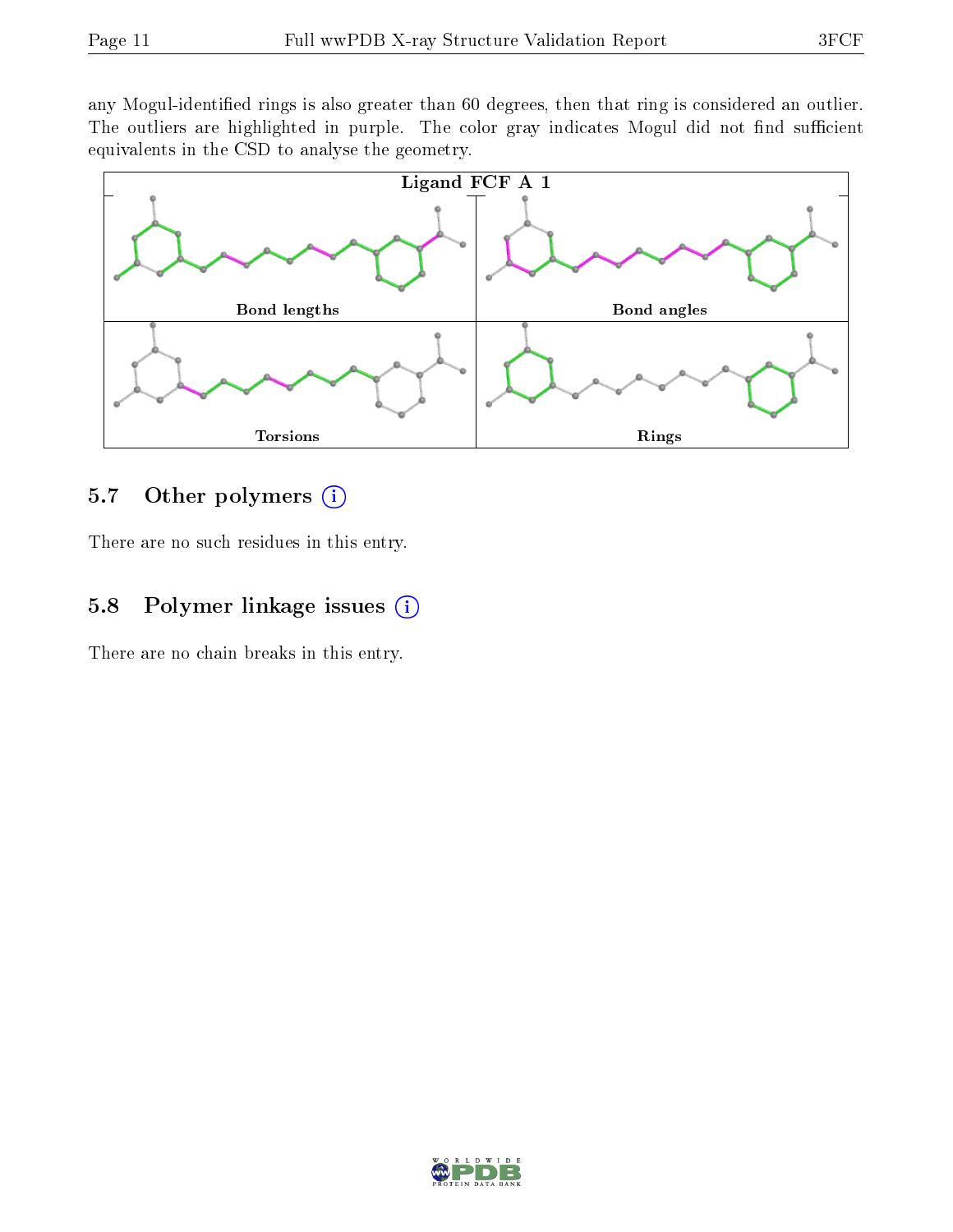any Mogul-identified rings is also greater than 60 degrees, then that ring is considered an outlier. The outliers are highlighted in purple. The color gray indicates Mogul did not find sufficient equivalents in the CSD to analyse the geometry.

Ligand FCF A 1

Bond lengths

Bond angles

Torsions

Rings

## 5.7 Other polymers

There are no such residues in this entry.

## 5.8 Polymer linkage issues

There are no chain breaks in this entry.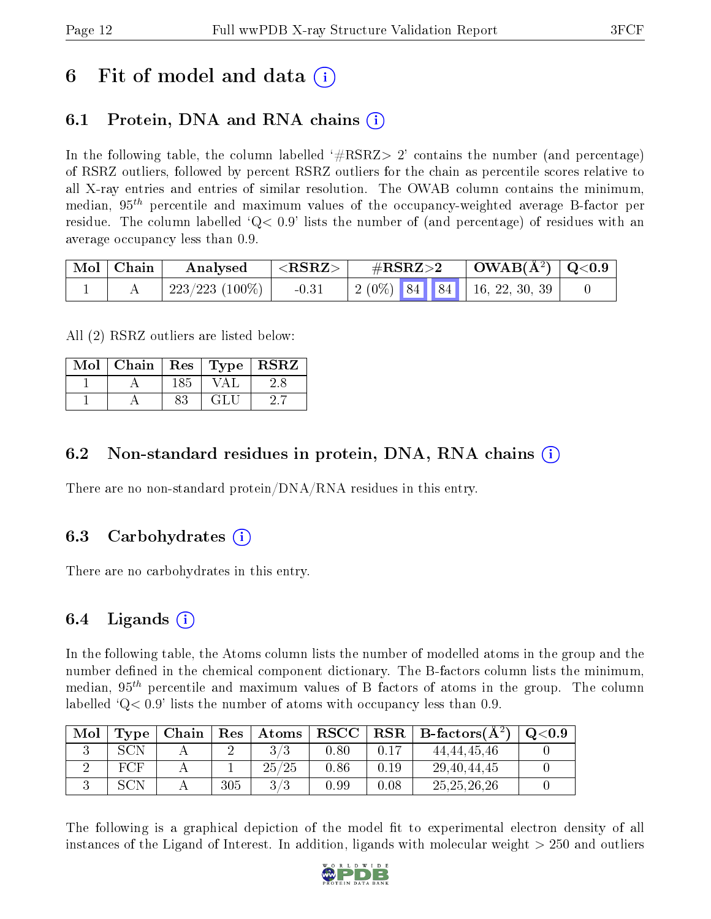# 6 Fit of model and data (i)

## 6.1 Protein, DNA and RNA chains (i)

In the following table, the column labelled '#RSRZ> 2' contains the number (and percentage) of RSRZ outliers, followed by percent RSRZ outliers for the chain as percentile scores relative to all X-ray entries and entries of similar resolution. The OWAB column contains the minimum, median, $95^{th}$ percentile and maximum values of the occupancy-weighted average B-factor per residue. The column labelled 'Q< 0.9' lists the number of (and percentage) of residues with an average occupancy less than 0.9.

| Mol | Chain | Analysed | <RSRZ> | #RSRZ>2 | | | OWAB(Å$^2$) | Q<0.9 |
|---|---|---|---|---|---|---|---|---|
| 1 | A | 223/223 (100%) | -0.31 | 2 (0%) | 84 | 84 | 16, 22, 30, 39 | 0 |

All (2) RSRZ outliers are listed below:

| Mol | Chain | Res | Type | RSRZ |
|---|---|---|---|---|
| 1 | A | 185 | VAL | 2.8 |
| 1 | A | 83 | GLU | 2.7 |

## 6.2 Non-standard residues in protein, DNA, RNA chains (i)

There are no non-standard protein/DNA/RNA residues in this entry.

## 6.3 Carbohydrates (i)

There are no carbohydrates in this entry.

## 6.4 Ligands (i)

In the following table, the Atoms column lists the number of modelled atoms in the group and the number defined in the chemical component dictionary. The B-factors column lists the minimum, median, $95^{th}$ percentile and maximum values of B factors of atoms in the group. The column labelled 'Q< 0.9' lists the number of atoms with occupancy less than 0.9.

| Mol | Type | Chain | Res | Atoms | RSCC | RSR | B-factors(Å$^2$) | Q<0.9 |
|---|---|---|---|---|---|---|---|---|
| 3 | SCN | A | 2 | 3/3 | 0.80 | 0.17 | 44,44,45,46 | 0 |
| 2 | FCF | A | 1 | 25/25 | 0.86 | 0.19 | 29,40,44,45 | 0 |
| 3 | SCN | A | 305 | 3/3 | 0.99 | 0.08 | 25,25,26,26 | 0 |

The following is a graphical depiction of the model fit to experimental electron density of all instances of the Ligand of Interest. In addition, ligands with molecular weight > 250 and outliers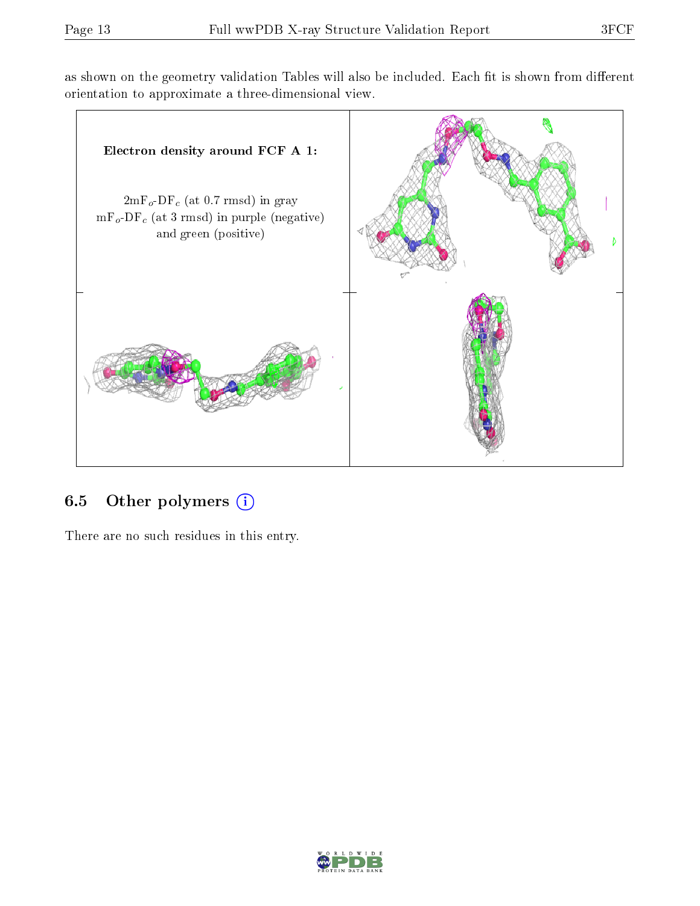as shown on the geometry validation Tables will also be included. Each fit is shown from different orientation to approximate a three-dimensional view.

**Electron density around FCF A 1:**

$2mF_o$-$DF_c$ (at 0.7 rmsd) in gray
$mF_o$-$DF_c$ (at 3 rmsd) in purple (negative) and green (positive)

## 6.5 Other polymers

There are no such residues in this entry.